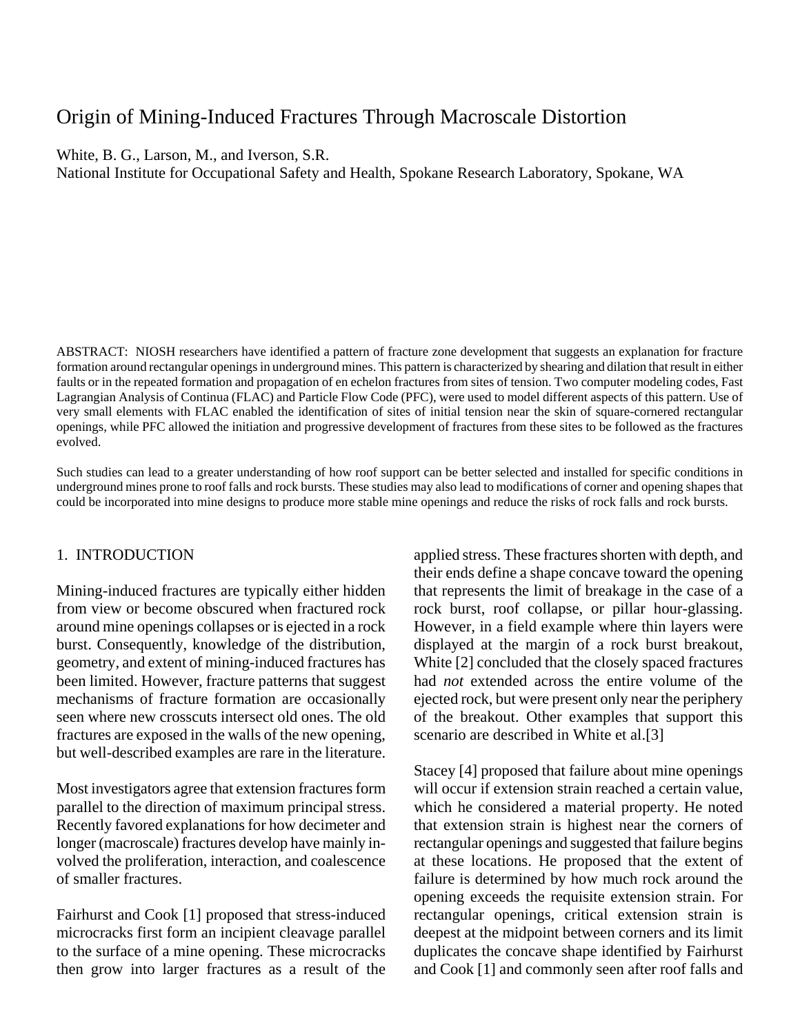# Origin of Mining-Induced Fractures Through Macroscale Distortion

White, B. G., Larson, M., and Iverson, S.R.
National Institute for Occupational Safety and Health, Spokane Research Laboratory, Spokane, WA

ABSTRACT: NIOSH researchers have identified a pattern of fracture zone development that suggests an explanation for fracture formation around rectangular openings in underground mines. This pattern is characterized by shearing and dilation that result in either faults or in the repeated formation and propagation of en echelon fractures from sites of tension. Two computer modeling codes, Fast Lagrangian Analysis of Continua (FLAC) and Particle Flow Code (PFC), were used to model different aspects of this pattern. Use of very small elements with FLAC enabled the identification of sites of initial tension near the skin of square-cornered rectangular openings, while PFC allowed the initiation and progressive development of fractures from these sites to be followed as the fractures evolved.

Such studies can lead to a greater understanding of how roof support can be better selected and installed for specific conditions in underground mines prone to roof falls and rock bursts. These studies may also lead to modifications of corner and opening shapes that could be incorporated into mine designs to produce more stable mine openings and reduce the risks of rock falls and rock bursts.

## 1. INTRODUCTION

Mining-induced fractures are typically either hidden from view or become obscured when fractured rock around mine openings collapses or is ejected in a rock burst. Consequently, knowledge of the distribution, geometry, and extent of mining-induced fractures has been limited. However, fracture patterns that suggest mechanisms of fracture formation are occasionally seen where new crosscuts intersect old ones. The old fractures are exposed in the walls of the new opening, but well-described examples are rare in the literature.

Most investigators agree that extension fractures form parallel to the direction of maximum principal stress. Recently favored explanations for how decimeter and longer (macroscale) fractures develop have mainly involved the proliferation, interaction, and coalescence of smaller fractures.

Fairhurst and Cook [1] proposed that stress-induced microcracks first form an incipient cleavage parallel to the surface of a mine opening. These microcracks then grow into larger fractures as a result of the applied stress. These fractures shorten with depth, and their ends define a shape concave toward the opening that represents the limit of breakage in the case of a rock burst, roof collapse, or pillar hour-glassing. However, in a field example where thin layers were displayed at the margin of a rock burst breakout, White [2] concluded that the closely spaced fractures had *not* extended across the entire volume of the ejected rock, but were present only near the periphery of the breakout. Other examples that support this scenario are described in White et al.[3]

Stacey [4] proposed that failure about mine openings will occur if extension strain reached a certain value, which he considered a material property. He noted that extension strain is highest near the corners of rectangular openings and suggested that failure begins at these locations. He proposed that the extent of failure is determined by how much rock around the opening exceeds the requisite extension strain. For rectangular openings, critical extension strain is deepest at the midpoint between corners and its limit duplicates the concave shape identified by Fairhurst and Cook [1] and commonly seen after roof falls and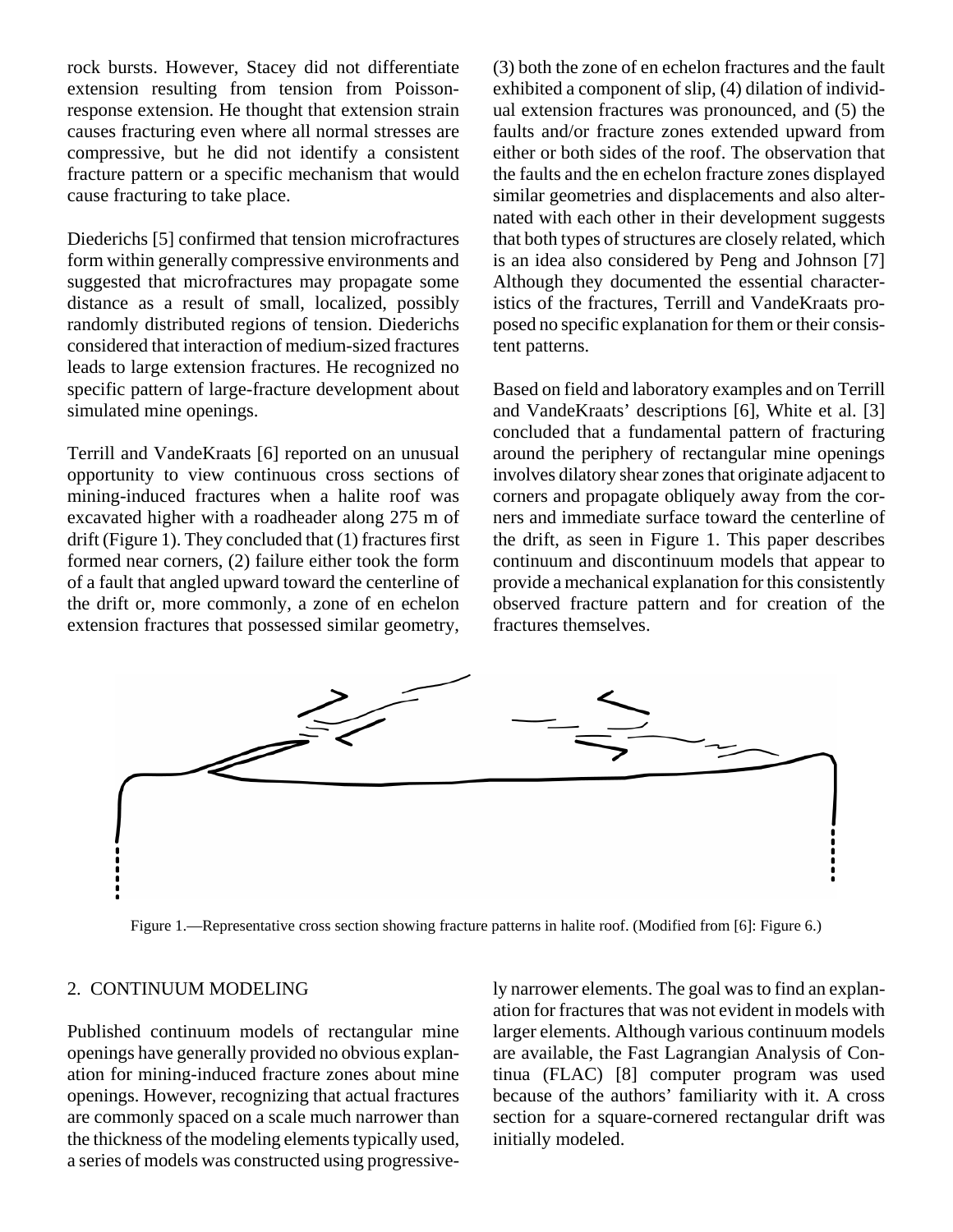rock bursts. However, Stacey did not differentiate extension resulting from tension from Poisson-response extension. He thought that extension strain causes fracturing even where all normal stresses are compressive, but he did not identify a consistent fracture pattern or a specific mechanism that would cause fracturing to take place.

Diederichs [5] confirmed that tension microfractures form within generally compressive environments and suggested that microfractures may propagate some distance as a result of small, localized, possibly randomly distributed regions of tension. Diederichs considered that interaction of medium-sized fractures leads to large extension fractures. He recognized no specific pattern of large-fracture development about simulated mine openings.

Terrill and VandeKraats [6] reported on an unusual opportunity to view continuous cross sections of mining-induced fractures when a halite roof was excavated higher with a roadheader along 275 m of drift (Figure 1). They concluded that (1) fractures first formed near corners, (2) failure either took the form of a fault that angled upward toward the centerline of the drift or, more commonly, a zone of en echelon extension fractures that possessed similar geometry, (3) both the zone of en echelon fractures and the fault exhibited a component of slip, (4) dilation of individual extension fractures was pronounced, and (5) the faults and/or fracture zones extended upward from either or both sides of the roof. The observation that the faults and the en echelon fracture zones displayed similar geometries and displacements and also alternated with each other in their development suggests that both types of structures are closely related, which is an idea also considered by Peng and Johnson [7] Although they documented the essential characteristics of the fractures, Terrill and VandeKraats proposed no specific explanation for them or their consistent patterns.

Based on field and laboratory examples and on Terrill and VandeKraats' descriptions [6], White et al. [3] concluded that a fundamental pattern of fracturing around the periphery of rectangular mine openings involves dilatory shear zones that originate adjacent to corners and propagate obliquely away from the corners and immediate surface toward the centerline of the drift, as seen in Figure 1. This paper describes continuum and discontinuum models that appear to provide a mechanical explanation for this consistently observed fracture pattern and for creation of the fractures themselves.

Figure 1.—Representative cross section showing fracture patterns in halite roof. (Modified from [6]: Figure 6.)

## 2. CONTINUUM MODELING

Published continuum models of rectangular mine openings have generally provided no obvious explanation for mining-induced fracture zones about mine openings. However, recognizing that actual fractures are commonly spaced on a scale much narrower than the thickness of the modeling elements typically used, a series of models was constructed using progressively narrower elements. The goal was to find an explanation for fractures that was not evident in models with larger elements. Although various continuum models are available, the Fast Lagrangian Analysis of Continua (FLAC) [8] computer program was used because of the authors' familiarity with it. A cross section for a square-cornered rectangular drift was initially modeled.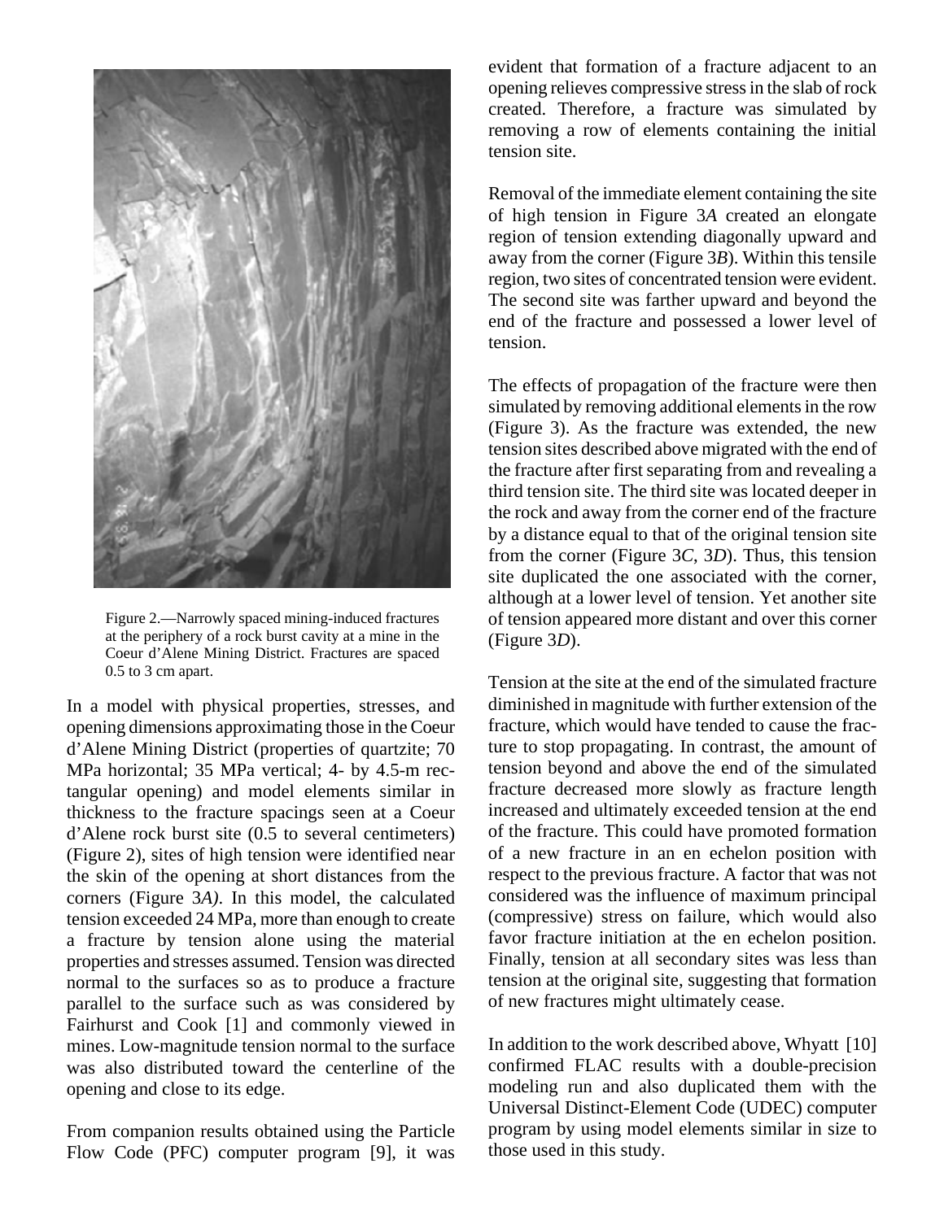Figure 2.—Narrowly spaced mining-induced fractures at the periphery of a rock burst cavity at a mine in the Coeur d'Alene Mining District. Fractures are spaced 0.5 to 3 cm apart.

In a model with physical properties, stresses, and opening dimensions approximating those in the Coeur d'Alene Mining District (properties of quartzite; 70 MPa horizontal; 35 MPa vertical; 4- by 4.5-m rectangular opening) and model elements similar in thickness to the fracture spacings seen at a Coeur d'Alene rock burst site (0.5 to several centimeters) (Figure 2), sites of high tension were identified near the skin of the opening at short distances from the corners (Figure 3*A)*. In this model, the calculated tension exceeded 24 MPa, more than enough to create a fracture by tension alone using the material properties and stresses assumed. Tension was directed normal to the surfaces so as to produce a fracture parallel to the surface such as was considered by Fairhurst and Cook [1] and commonly viewed in mines. Low-magnitude tension normal to the surface was also distributed toward the centerline of the opening and close to its edge.

From companion results obtained using the Particle Flow Code (PFC) computer program [9], it was evident that formation of a fracture adjacent to an opening relieves compressive stress in the slab of rock created. Therefore, a fracture was simulated by removing a row of elements containing the initial tension site.

Removal of the immediate element containing the site of high tension in Figure 3*A* created an elongate region of tension extending diagonally upward and away from the corner (Figure 3*B*). Within this tensile region, two sites of concentrated tension were evident. The second site was farther upward and beyond the end of the fracture and possessed a lower level of tension.

The effects of propagation of the fracture were then simulated by removing additional elements in the row (Figure 3). As the fracture was extended, the new tension sites described above migrated with the end of the fracture after first separating from and revealing a third tension site. The third site was located deeper in the rock and away from the corner end of the fracture by a distance equal to that of the original tension site from the corner (Figure 3*C*, 3*D*). Thus, this tension site duplicated the one associated with the corner, although at a lower level of tension. Yet another site of tension appeared more distant and over this corner (Figure 3*D*).

Tension at the site at the end of the simulated fracture diminished in magnitude with further extension of the fracture, which would have tended to cause the fracture to stop propagating. In contrast, the amount of tension beyond and above the end of the simulated fracture decreased more slowly as fracture length increased and ultimately exceeded tension at the end of the fracture. This could have promoted formation of a new fracture in an en echelon position with respect to the previous fracture. A factor that was not considered was the influence of maximum principal (compressive) stress on failure, which would also favor fracture initiation at the en echelon position. Finally, tension at all secondary sites was less than tension at the original site, suggesting that formation of new fractures might ultimately cease.

In addition to the work described above, Whyatt [10] confirmed FLAC results with a double-precision modeling run and also duplicated them with the Universal Distinct-Element Code (UDEC) computer program by using model elements similar in size to those used in this study.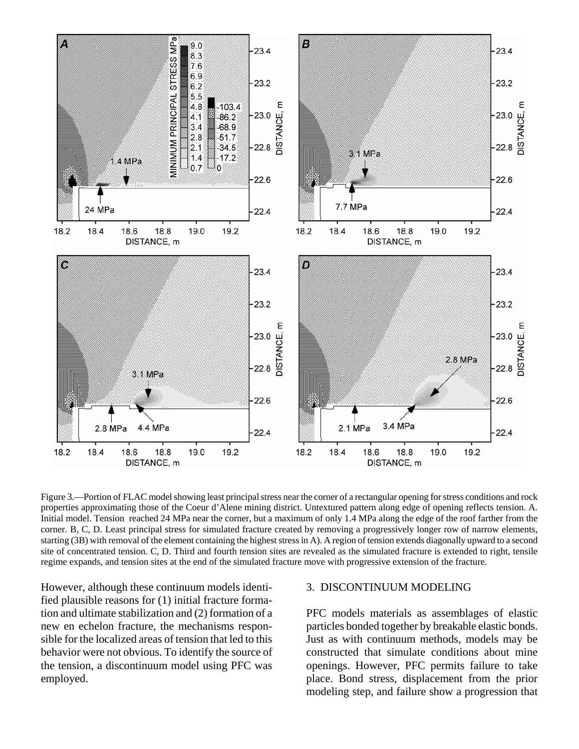Figure 3.—Portion of FLAC model showing least principal stress near the corner of a rectangular opening for stress conditions and rock properties approximating those of the Coeur d'Alene mining district. Untextured pattern along edge of opening reflects tension. A. Initial model. Tension reached 24 MPa near the corner, but a maximum of only 1.4 MPa along the edge of the roof farther from the corner. B, C, D. Least principal stress for simulated fracture created by removing a progressively longer row of narrow elements, starting (3B) with removal of the element containing the highest stress in A). A region of tension extends diagonally upward to a second site of concentrated tension. C, D. Third and fourth tension sites are revealed as the simulated fracture is extended to right, tensile regime expands, and tension sites at the end of the simulated fracture move with progressive extension of the fracture.

However, although these continuum models identified plausible reasons for (1) initial fracture formation and ultimate stabilization and (2) formation of a new en echelon fracture, the mechanisms responsible for the localized areas of tension that led to this behavior were not obvious. To identify the source of the tension, a discontinuum model using PFC was employed.

## 3. DISCONTINUUM MODELING

PFC models materials as assemblages of elastic particles bonded together by breakable elastic bonds. Just as with continuum methods, models may be constructed that simulate conditions about mine openings. However, PFC permits failure to take place. Bond stress, displacement from the prior modeling step, and failure show a progression that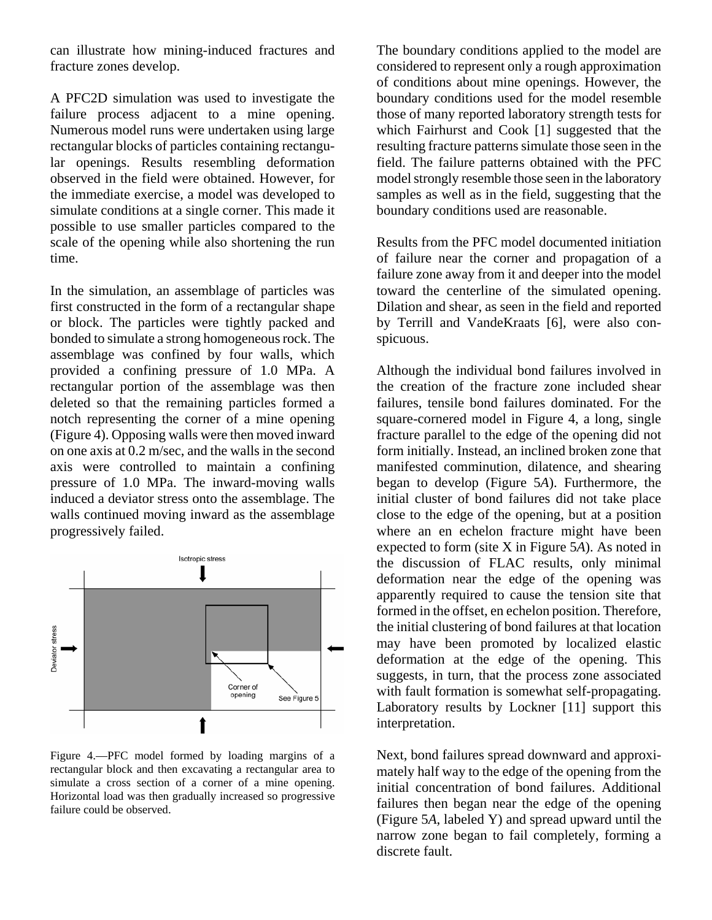can illustrate how mining-induced fractures and fracture zones develop.

A PFC2D simulation was used to investigate the failure process adjacent to a mine opening. Numerous model runs were undertaken using large rectangular blocks of particles containing rectangular openings. Results resembling deformation observed in the field were obtained. However, for the immediate exercise, a model was developed to simulate conditions at a single corner. This made it possible to use smaller particles compared to the scale of the opening while also shortening the run time.

In the simulation, an assemblage of particles was first constructed in the form of a rectangular shape or block. The particles were tightly packed and bonded to simulate a strong homogeneous rock. The assemblage was confined by four walls, which provided a confining pressure of 1.0 MPa. A rectangular portion of the assemblage was then deleted so that the remaining particles formed a notch representing the corner of a mine opening (Figure 4). Opposing walls were then moved inward on one axis at 0.2 m/sec, and the walls in the second axis were controlled to maintain a confining pressure of 1.0 MPa. The inward-moving walls induced a deviator stress onto the assemblage. The walls continued moving inward as the assemblage progressively failed.

Figure 4.—PFC model formed by loading margins of a rectangular block and then excavating a rectangular area to simulate a cross section of a corner of a mine opening. Horizontal load was then gradually increased so progressive failure could be observed.

The boundary conditions applied to the model are considered to represent only a rough approximation of conditions about mine openings. However, the boundary conditions used for the model resemble those of many reported laboratory strength tests for which Fairhurst and Cook [1] suggested that the resulting fracture patterns simulate those seen in the field. The failure patterns obtained with the PFC model strongly resemble those seen in the laboratory samples as well as in the field, suggesting that the boundary conditions used are reasonable.

Results from the PFC model documented initiation of failure near the corner and propagation of a failure zone away from it and deeper into the model toward the centerline of the simulated opening. Dilation and shear, as seen in the field and reported by Terrill and VandeKraats [6], were also conspicuous.

Although the individual bond failures involved in the creation of the fracture zone included shear failures, tensile bond failures dominated. For the square-cornered model in Figure 4, a long, single fracture parallel to the edge of the opening did not form initially. Instead, an inclined broken zone that manifested comminution, dilatence, and shearing began to develop (Figure 5*A*). Furthermore, the initial cluster of bond failures did not take place close to the edge of the opening, but at a position where an en echelon fracture might have been expected to form (site X in Figure 5*A*). As noted in the discussion of FLAC results, only minimal deformation near the edge of the opening was apparently required to cause the tension site that formed in the offset, en echelon position. Therefore, the initial clustering of bond failures at that location may have been promoted by localized elastic deformation at the edge of the opening. This suggests, in turn, that the process zone associated with fault formation is somewhat self-propagating. Laboratory results by Lockner [11] support this interpretation.

Next, bond failures spread downward and approximately half way to the edge of the opening from the initial concentration of bond failures. Additional failures then began near the edge of the opening (Figure 5*A*, labeled Y) and spread upward until the narrow zone began to fail completely, forming a discrete fault.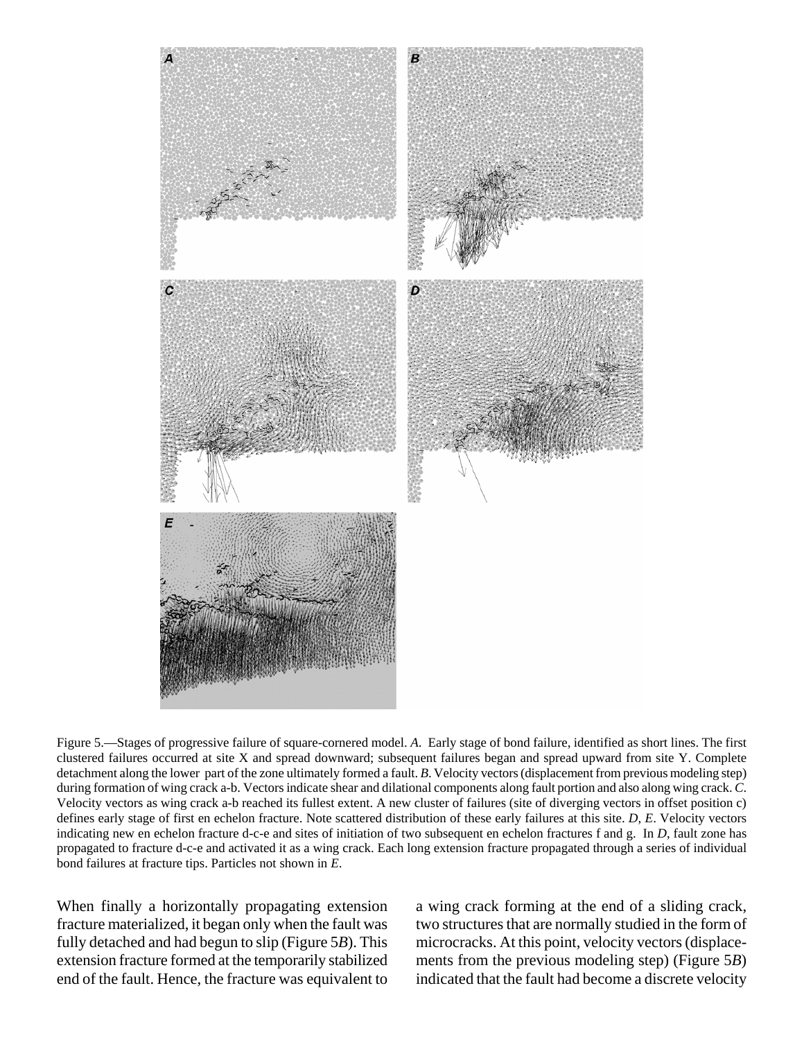Figure 5.—Stages of progressive failure of square-cornered model. *A*. Early stage of bond failure, identified as short lines. The first clustered failures occurred at site X and spread downward; subsequent failures began and spread upward from site Y. Complete detachment along the lower part of the zone ultimately formed a fault. *B*. Velocity vectors (displacement from previous modeling step) during formation of wing crack a-b. Vectors indicate shear and dilational components along fault portion and also along wing crack. *C*. Velocity vectors as wing crack a-b reached its fullest extent. A new cluster of failures (site of diverging vectors in offset position c) defines early stage of first en echelon fracture. Note scattered distribution of these early failures at this site. *D*, *E*. Velocity vectors indicating new en echelon fracture d-c-e and sites of initiation of two subsequent en echelon fractures f and g. In *D*, fault zone has propagated to fracture d-c-e and activated it as a wing crack. Each long extension fracture propagated through a series of individual bond failures at fracture tips. Particles not shown in *E*.

When finally a horizontally propagating extension fracture materialized, it began only when the fault was fully detached and had begun to slip (Figure 5*B*). This extension fracture formed at the temporarily stabilized end of the fault. Hence, the fracture was equivalent to a wing crack forming at the end of a sliding crack, two structures that are normally studied in the form of microcracks. At this point, velocity vectors (displacements from the previous modeling step) (Figure 5*B*) indicated that the fault had become a discrete velocity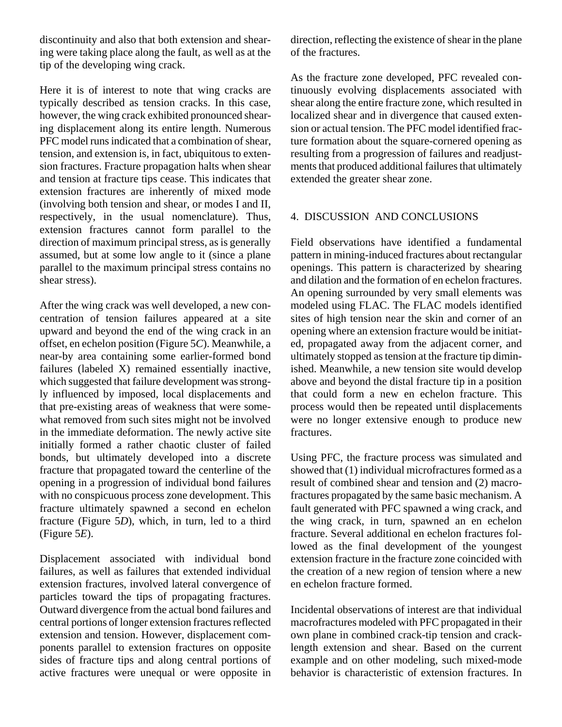discontinuity and also that both extension and shearing were taking place along the fault, as well as at the tip of the developing wing crack.

Here it is of interest to note that wing cracks are typically described as tension cracks. In this case, however, the wing crack exhibited pronounced shearing displacement along its entire length. Numerous PFC model runs indicated that a combination of shear, tension, and extension is, in fact, ubiquitous to extension fractures. Fracture propagation halts when shear and tension at fracture tips cease. This indicates that extension fractures are inherently of mixed mode (involving both tension and shear, or modes I and II, respectively, in the usual nomenclature). Thus, extension fractures cannot form parallel to the direction of maximum principal stress, as is generally assumed, but at some low angle to it (since a plane parallel to the maximum principal stress contains no shear stress).

After the wing crack was well developed, a new concentration of tension failures appeared at a site upward and beyond the end of the wing crack in an offset, en echelon position (Figure 5*C*). Meanwhile, a near-by area containing some earlier-formed bond failures (labeled X) remained essentially inactive, which suggested that failure development was strongly influenced by imposed, local displacements and that pre-existing areas of weakness that were somewhat removed from such sites might not be involved in the immediate deformation. The newly active site initially formed a rather chaotic cluster of failed bonds, but ultimately developed into a discrete fracture that propagated toward the centerline of the opening in a progression of individual bond failures with no conspicuous process zone development. This fracture ultimately spawned a second en echelon fracture (Figure 5*D*), which, in turn, led to a third (Figure 5*E*).

Displacement associated with individual bond failures, as well as failures that extended individual extension fractures, involved lateral convergence of particles toward the tips of propagating fractures. Outward divergence from the actual bond failures and central portions of longer extension fractures reflected extension and tension. However, displacement components parallel to extension fractures on opposite sides of fracture tips and along central portions of active fractures were unequal or were opposite in direction, reflecting the existence of shear in the plane of the fractures.

As the fracture zone developed, PFC revealed continuously evolving displacements associated with shear along the entire fracture zone, which resulted in localized shear and in divergence that caused extension or actual tension. The PFC model identified fracture formation about the square-cornered opening as resulting from a progression of failures and readjustments that produced additional failures that ultimately extended the greater shear zone.

## 4. DISCUSSION AND CONCLUSIONS

Field observations have identified a fundamental pattern in mining-induced fractures about rectangular openings. This pattern is characterized by shearing and dilation and the formation of en echelon fractures. An opening surrounded by very small elements was modeled using FLAC. The FLAC models identified sites of high tension near the skin and corner of an opening where an extension fracture would be initiated, propagated away from the adjacent corner, and ultimately stopped as tension at the fracture tip diminished. Meanwhile, a new tension site would develop above and beyond the distal fracture tip in a position that could form a new en echelon fracture. This process would then be repeated until displacements were no longer extensive enough to produce new fractures.

Using PFC, the fracture process was simulated and showed that (1) individual microfractures formed as a result of combined shear and tension and (2) macrofractures propagated by the same basic mechanism. A fault generated with PFC spawned a wing crack, and the wing crack, in turn, spawned an en echelon fracture. Several additional en echelon fractures followed as the final development of the youngest extension fracture in the fracture zone coincided with the creation of a new region of tension where a new en echelon fracture formed.

Incidental observations of interest are that individual macrofractures modeled with PFC propagated in their own plane in combined crack-tip tension and crack-length extension and shear. Based on the current example and on other modeling, such mixed-mode behavior is characteristic of extension fractures. In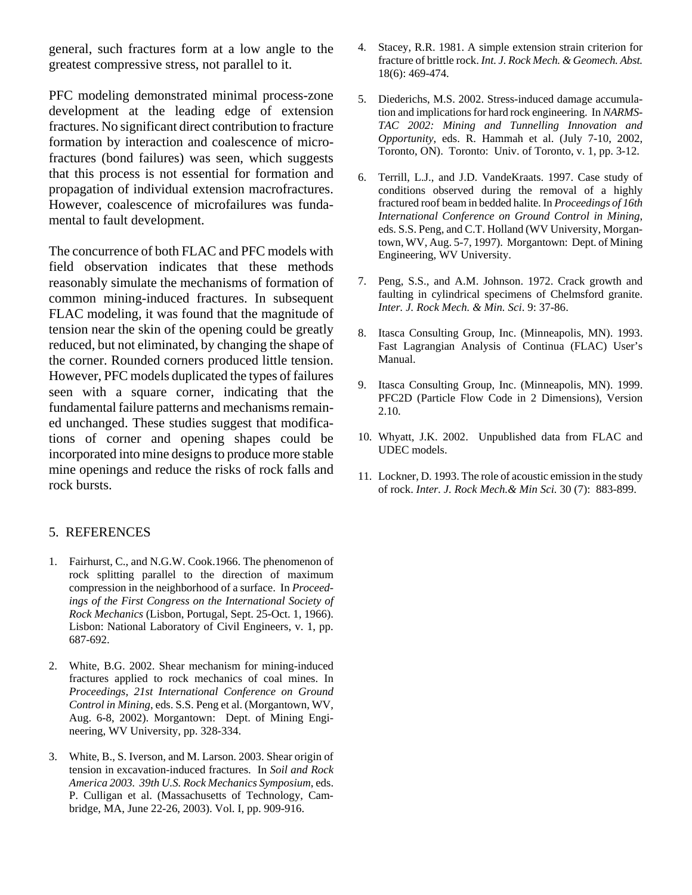general, such fractures form at a low angle to the greatest compressive stress, not parallel to it.

PFC modeling demonstrated minimal process-zone development at the leading edge of extension fractures. No significant direct contribution to fracture formation by interaction and coalescence of micro-fractures (bond failures) was seen, which suggests that this process is not essential for formation and propagation of individual extension macrofractures. However, coalescence of microfailures was fundamental to fault development.

The concurrence of both FLAC and PFC models with field observation indicates that these methods reasonably simulate the mechanisms of formation of common mining-induced fractures. In subsequent FLAC modeling, it was found that the magnitude of tension near the skin of the opening could be greatly reduced, but not eliminated, by changing the shape of the corner. Rounded corners produced little tension. However, PFC models duplicated the types of failures seen with a square corner, indicating that the fundamental failure patterns and mechanisms remained unchanged. These studies suggest that modifications of corner and opening shapes could be incorporated into mine designs to produce more stable mine openings and reduce the risks of rock falls and rock bursts.

## 5. REFERENCES

1. Fairhurst, C., and N.G.W. Cook.1966. The phenomenon of rock splitting parallel to the direction of maximum compression in the neighborhood of a surface. In *Proceedings of the First Congress on the International Society of Rock Mechanics* (Lisbon, Portugal, Sept. 25-Oct. 1, 1966). Lisbon: National Laboratory of Civil Engineers, v. 1, pp. 687-692.

2. White, B.G. 2002. Shear mechanism for mining-induced fractures applied to rock mechanics of coal mines. In *Proceedings, 21st International Conference on Ground Control in Mining*, eds. S.S. Peng et al. (Morgantown, WV, Aug. 6-8, 2002). Morgantown: Dept. of Mining Engineering, WV University, pp. 328-334.

3. White, B., S. Iverson, and M. Larson. 2003. Shear origin of tension in excavation-induced fractures. In *Soil and Rock America 2003. 39th U.S. Rock Mechanics Symposium*, eds. P. Culligan et al. (Massachusetts of Technology, Cambridge, MA, June 22-26, 2003). Vol. I, pp. 909-916.

4. Stacey, R.R. 1981. A simple extension strain criterion for fracture of brittle rock. *Int. J. Rock Mech. & Geomech. Abst.* 18(6): 469-474.

5. Diederichs, M.S. 2002. Stress-induced damage accumulation and implications for hard rock engineering. In *NARMS-TAC 2002: Mining and Tunnelling Innovation and Opportunity*, eds. R. Hammah et al. (July 7-10, 2002, Toronto, ON). Toronto: Univ. of Toronto, v. 1, pp. 3-12.

6. Terrill, L.J., and J.D. VandeKraats. 1997. Case study of conditions observed during the removal of a highly fractured roof beam in bedded halite. In *Proceedings of 16th International Conference on Ground Control in Mining*, eds. S.S. Peng, and C.T. Holland (WV University, Morgantown, WV, Aug. 5-7, 1997). Morgantown: Dept. of Mining Engineering, WV University.

7. Peng, S.S., and A.M. Johnson. 1972. Crack growth and faulting in cylindrical specimens of Chelmsford granite. *Inter. J. Rock Mech. & Min. Sci*. 9: 37-86.

8. Itasca Consulting Group, Inc. (Minneapolis, MN). 1993. Fast Lagrangian Analysis of Continua (FLAC) User's Manual.

9. Itasca Consulting Group, Inc. (Minneapolis, MN). 1999. PFC2D (Particle Flow Code in 2 Dimensions), Version 2.10.

10. Whyatt, J.K. 2002. Unpublished data from FLAC and UDEC models.

11. Lockner, D. 1993. The role of acoustic emission in the study of rock. *Inter. J. Rock Mech.& Min Sci.* 30 (7): 883-899.